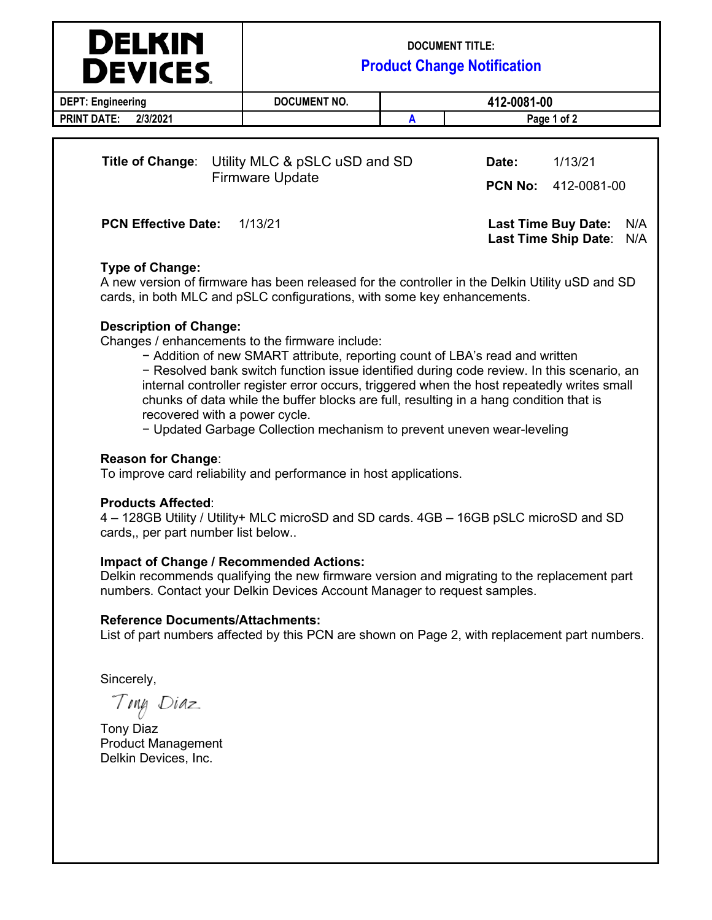DELKIN DEVICES

| DOCUMENT TITLE: Product Change Notification | | |
|---|---|---|
| DEPT: Engineering | DOCUMENT NO. | 412-0081-00 |
| PRINT DATE: 2/3/2021 | A | |

**Title of Change**: Utility MLC & pSLC uSD and SD Firmware Update

**Date:** 1/13/21

**PCN No:** 412-0081-00

**PCN Effective Date:** 1/13/21

**Last Time Buy Date:** N/A
**Last Time Ship Date**: N/A

**Type of Change:**
A new version of firmware has been released for the controller in the Delkin Utility uSD and SD cards, in both MLC and pSLC configurations, with some key enhancements.

**Description of Change:**
Changes / enhancements to the firmware include:

- Addition of new SMART attribute, reporting count of LBA's read and written
- Resolved bank switch function issue identified during code review. In this scenario, an internal controller register error occurs, triggered when the host repeatedly writes small chunks of data while the buffer blocks are full, resulting in a hang condition that is recovered with a power cycle.
- Updated Garbage Collection mechanism to prevent uneven wear-leveling

**Reason for Change**:
To improve card reliability and performance in host applications.

**Products Affected**:
4 – 128GB Utility / Utility+ MLC microSD and SD cards. 4GB – 16GB pSLC microSD and SD cards,, per part number list below..

**Impact of Change / Recommended Actions:**
Delkin recommends qualifying the new firmware version and migrating to the replacement part numbers. Contact your Delkin Devices Account Manager to request samples.

**Reference Documents/Attachments:**
List of part numbers affected by this PCN are shown on Page 2, with replacement part numbers.

Sincerely,

Tony Diaz

Tony Diaz
Product Management
Delkin Devices, Inc.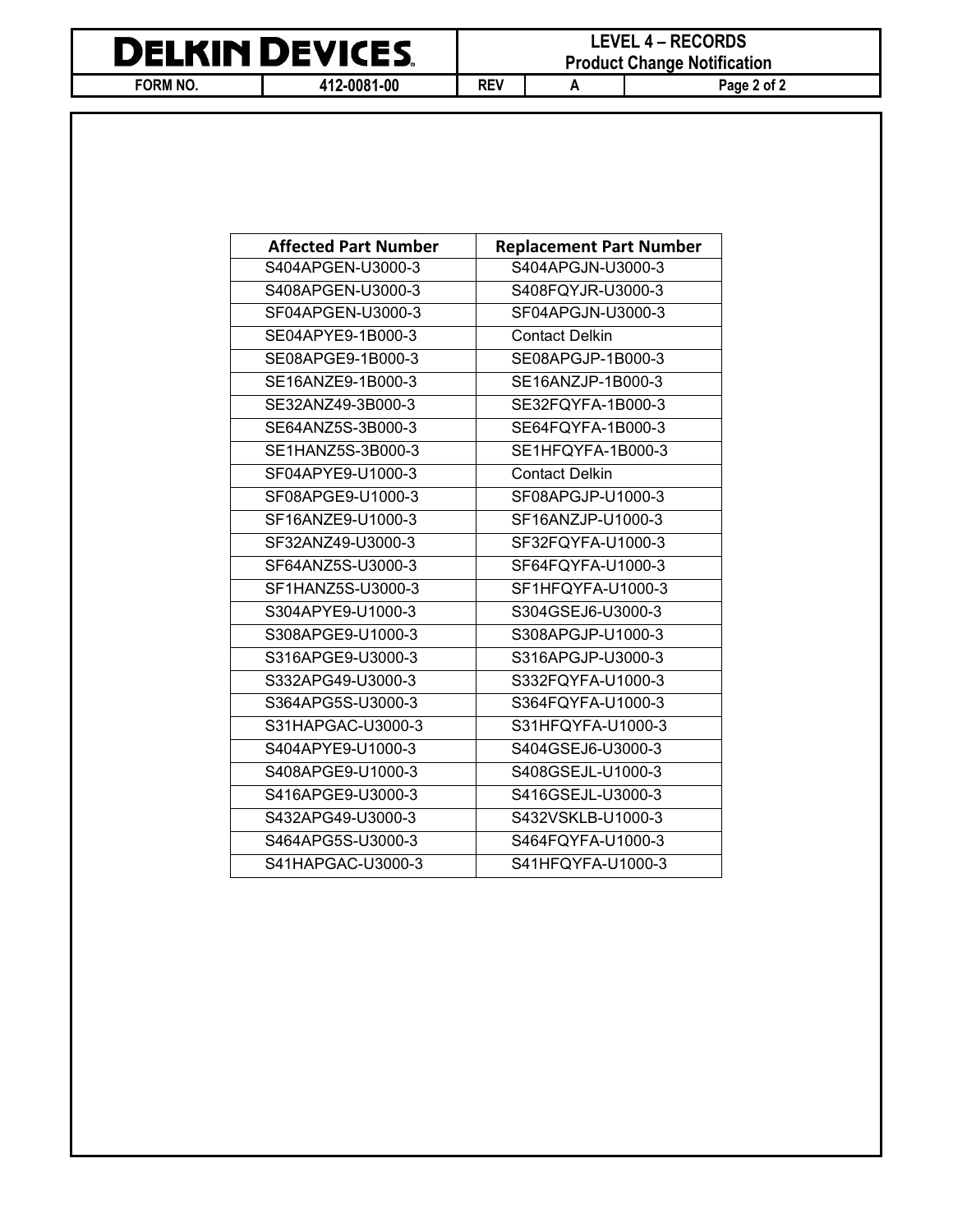| Affected Part Number | Replacement Part Number |
|---|---|
| S404APGEN-U3000-3 | S404APGJN-U3000-3 |
| S408APGEN-U3000-3 | S408FQYJR-U3000-3 |
| SF04APGEN-U3000-3 | SF04APGJN-U3000-3 |
| SE04APYE9-1B000-3 | Contact Delkin |
| SE08APGE9-1B000-3 | SE08APGJP-1B000-3 |
| SE16ANZE9-1B000-3 | SE16ANZJP-1B000-3 |
| SE32ANZ49-3B000-3 | SE32FQYFA-1B000-3 |
| SE64ANZ5S-3B000-3 | SE64FQYFA-1B000-3 |
| SE1HANZ5S-3B000-3 | SE1HFQYFA-1B000-3 |
| SF04APYE9-U1000-3 | Contact Delkin |
| SF08APGE9-U1000-3 | SF08APGJP-U1000-3 |
| SF16ANZE9-U1000-3 | SF16ANZJP-U1000-3 |
| SF32ANZ49-U3000-3 | SF32FQYFA-U1000-3 |
| SF64ANZ5S-U3000-3 | SF64FQYFA-U1000-3 |
| SF1HANZ5S-U3000-3 | SF1HFQYFA-U1000-3 |
| S304APYE9-U1000-3 | S304GSEJ6-U3000-3 |
| S308APGE9-U1000-3 | S308APGJP-U1000-3 |
| S316APGE9-U3000-3 | S316APGJP-U3000-3 |
| S332APG49-U3000-3 | S332FQYFA-U1000-3 |
| S364APG5S-U3000-3 | S364FQYFA-U1000-3 |
| S31HAPGAC-U3000-3 | S31HFQYFA-U1000-3 |
| S404APYE9-U1000-3 | S404GSEJ6-U3000-3 |
| S408APGE9-U1000-3 | S408GSEJL-U1000-3 |
| S416APGE9-U3000-3 | S416GSEJL-U3000-3 |
| S432APG49-U3000-3 | S432VSKLB-U1000-3 |
| S464APG5S-U3000-3 | S464FQYFA-U1000-3 |
| S41HAPGAC-U3000-3 | S41HFQYFA-U1000-3 |